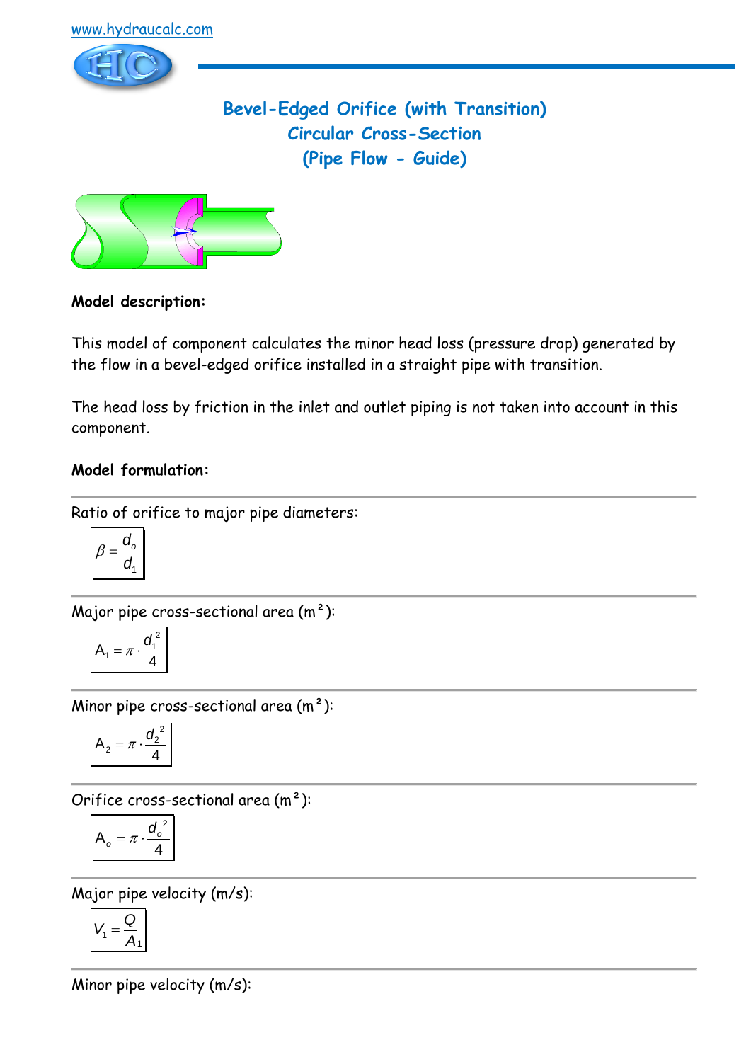www.hydraucalc.com

# Bevel-Edged Orifice (with Transition)
## Circular Cross-Section
## (Pipe Flow - Guide)

**Model description:**

This model of component calculates the minor head loss (pressure drop) generated by the flow in a bevel-edged orifice installed in a straight pipe with transition.

The head loss by friction in the inlet and outlet piping is not taken into account in this component.

**Model formulation:**

---

Ratio of orifice to major pipe diameters:

$$\beta = \frac{d_o}{d_1}$$

---

Major pipe cross-sectional area (m²):

$$A_1 = \pi \cdot \frac{d_1^2}{4}$$

---

Minor pipe cross-sectional area (m²):

$$A_2 = \pi \cdot \frac{d_2^2}{4}$$

---

Orifice cross-sectional area (m²):

$$A_o = \pi \cdot \frac{d_o^2}{4}$$

---

Major pipe velocity (m/s):

$$V_1 = \frac{Q}{A_1}$$

---

Minor pipe velocity (m/s):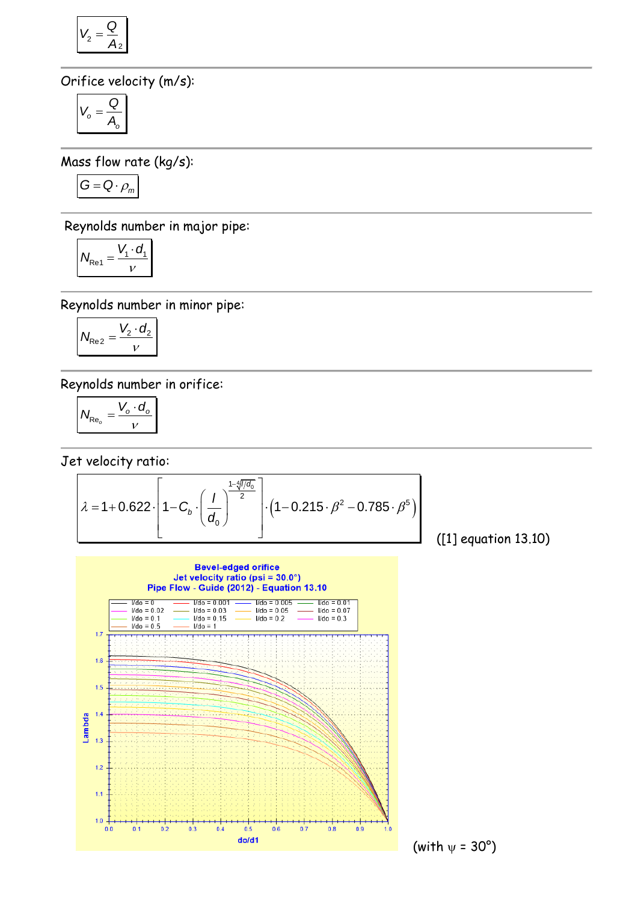$$V_2 = \frac{Q}{A_2}$$

Orifice velocity (m/s):

$$V_o = \frac{Q}{A_o}$$

Mass flow rate (kg/s):

$$G = Q \cdot \rho_m$$

Reynolds number in major pipe:

$$N_{Re1} = \frac{V_1 \cdot d_1}{\nu}$$

Reynolds number in minor pipe:

$$N_{Re2} = \frac{V_2 \cdot d_2}{\nu}$$

Reynolds number in orifice:

$$N_{Re_o} = \frac{V_o \cdot d_o}{\nu}$$

Jet velocity ratio:

$$\lambda = 1 + 0.622 \cdot \left[1 - C_b \cdot \left(\frac{l}{d_0}\right)^{\frac{1-\sqrt[4]{l/d_0}}{2}}\right] \cdot \left(1 - 0.215 \cdot \beta^2 - 0.785 \cdot \beta^5\right)$$

([1] equation 13.10)

(with $\psi$ = 30°)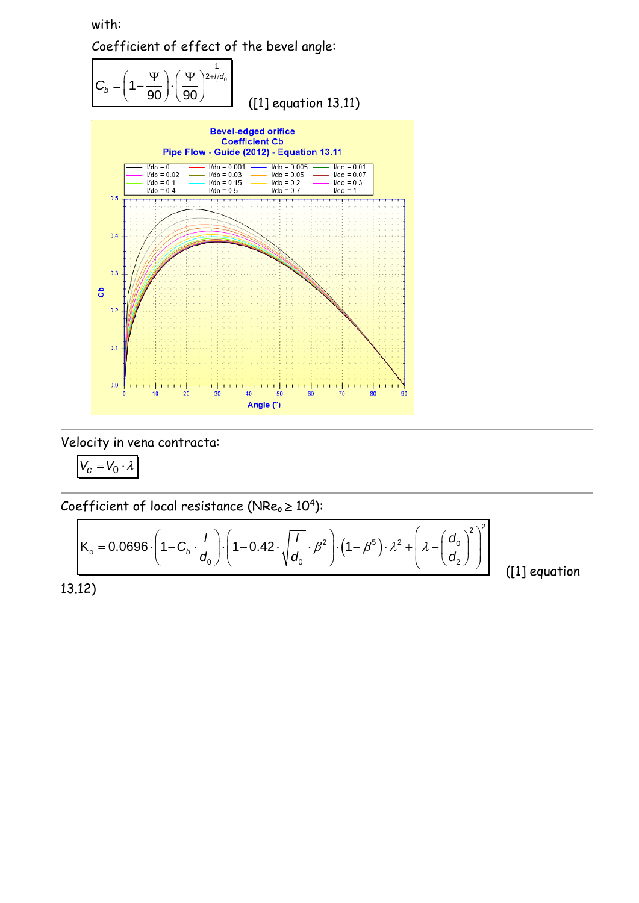with:

Coefficient of effect of the bevel angle:

$$C_b = \left(1 - \frac{\Psi}{90}\right) \cdot \left(\frac{\Psi}{90}\right)^{\frac{1}{2+l/d_0}}$$

([1] equation 13.11)

Bevel-edged orifice
Coefficient Cb
Pipe Flow - Guide (2012) - Equation 13.11

Velocity in vena contracta:

$$V_c = V_0 \cdot \lambda$$

Coefficient of local resistance ($NRe_o \geq 10^4$):

$$K_o = 0.0696 \cdot \left(1 - C_b \cdot \frac{l}{d_0}\right) \cdot \left(1 - 0.42 \cdot \sqrt{\frac{l}{d_0}} \cdot \beta^2\right) \cdot \left(1 - \beta^5\right) \cdot \lambda^2 + \left(\lambda - \left(\frac{d_0}{d_2}\right)^2\right)^2$$

([1] equation 13.12)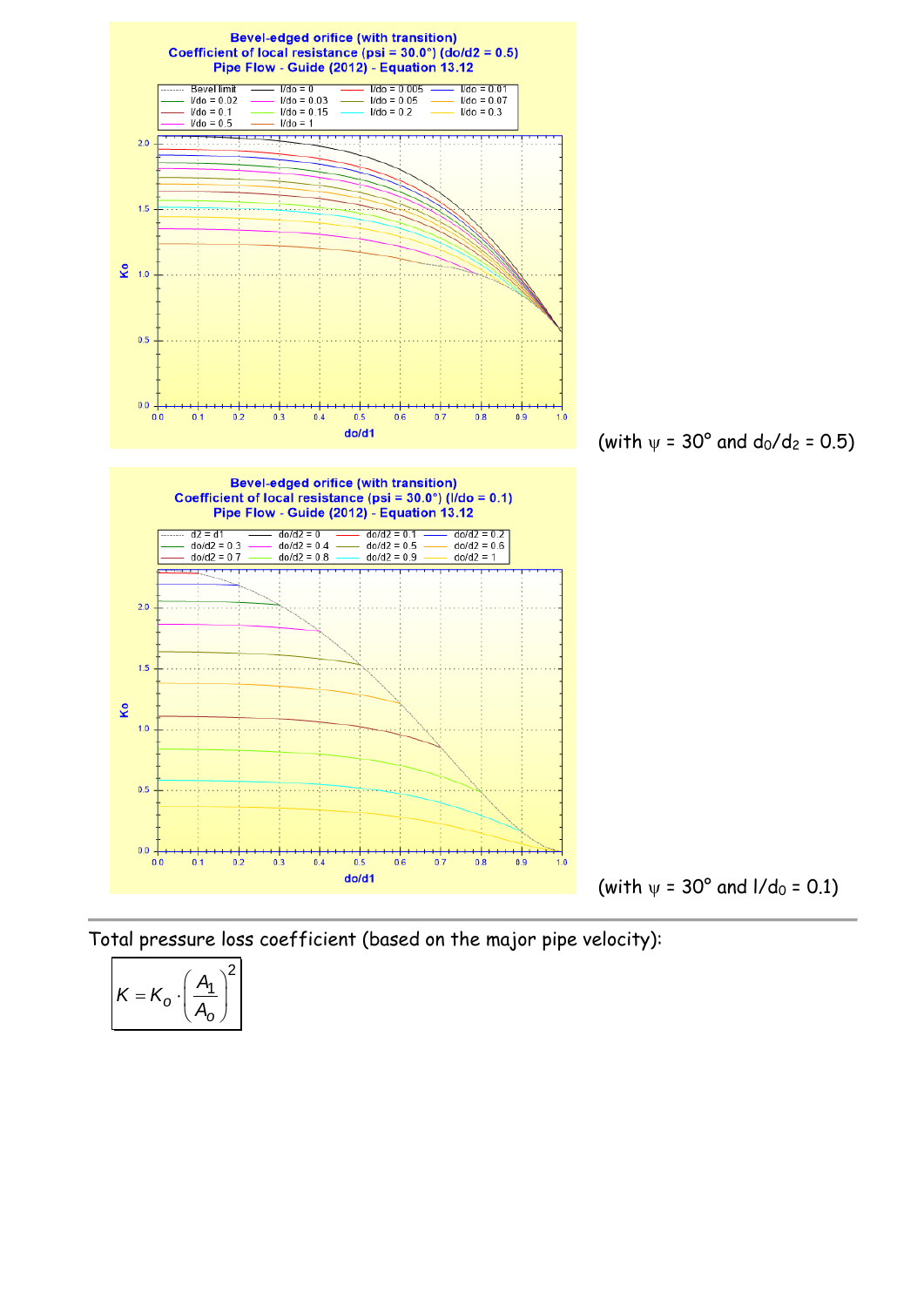Bevel-edged orifice (with transition)
Coefficient of local resistance (psi = 30.0°) (do/d2 = 0.5)
Pipe Flow - Guide (2012) - Equation 13.12

(with $\psi$ = 30° and $d_0/d_2$ = 0.5)

Bevel-edged orifice (with transition)
Coefficient of local resistance (psi = 30.0°) (l/do = 0.1)
Pipe Flow - Guide (2012) - Equation 13.12

(with $\psi$ = 30° and $l/d_0$ = 0.1)

---

Total pressure loss coefficient (based on the major pipe velocity):

$$K = K_o \cdot \left(\frac{A_1}{A_o}\right)^2$$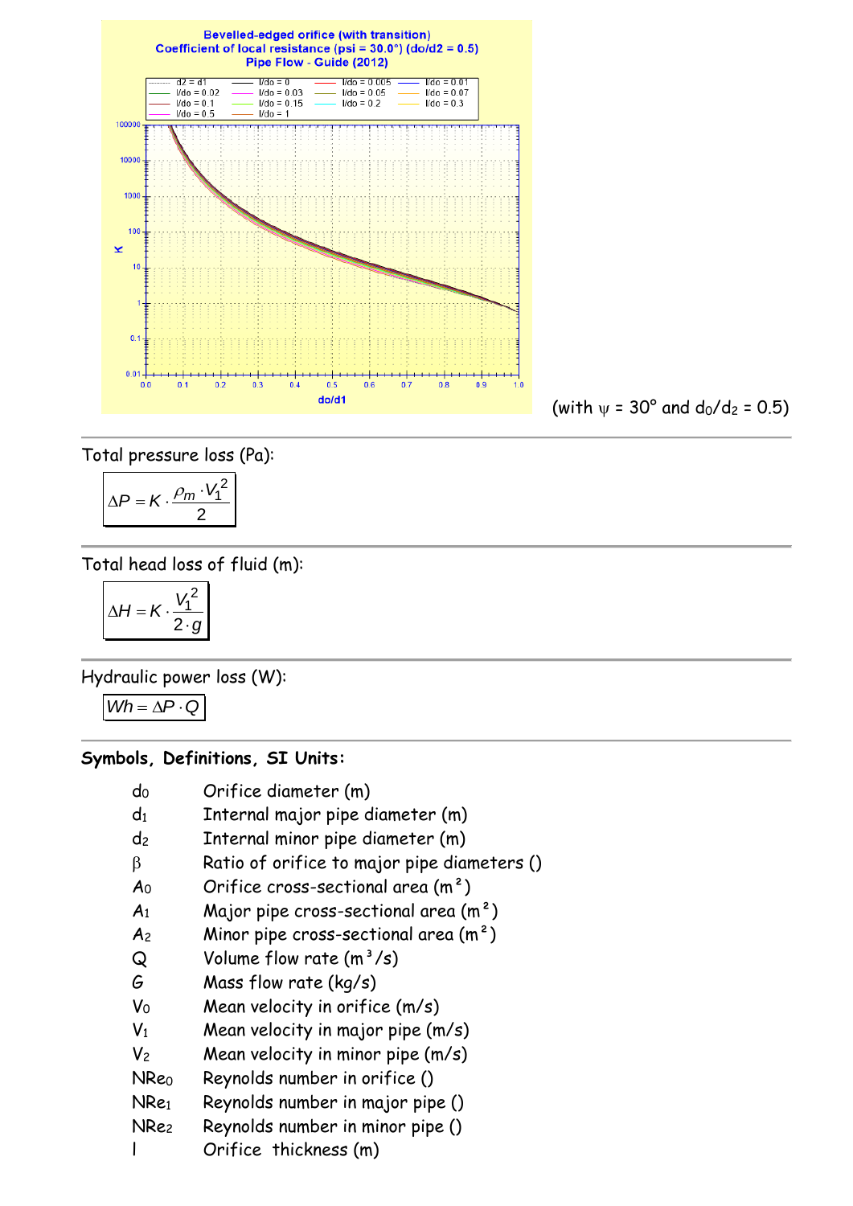(with $\psi$ = 30° and $d_0/d_2$ = 0.5)

Total pressure loss (Pa):

$$\Delta P = K \cdot \frac{\rho_m \cdot V_1^2}{2}$$

Total head loss of fluid (m):

$$\Delta H = K \cdot \frac{V_1^2}{2 \cdot g}$$

Hydraulic power loss (W):

$$Wh = \Delta P \cdot Q$$

**Symbols, Definitions, SI Units:**

| | |
|---|---|
| $d_0$ | Orifice diameter (m) |
| $d_1$ | Internal major pipe diameter (m) |
| $d_2$ | Internal minor pipe diameter (m) |
| $\beta$ | Ratio of orifice to major pipe diameters () |
| $A_0$ | Orifice cross-sectional area (m²) |
| $A_1$ | Major pipe cross-sectional area (m²) |
| $A_2$ | Minor pipe cross-sectional area (m²) |
| $Q$ | Volume flow rate (m³/s) |
| $G$ | Mass flow rate (kg/s) |
| $V_0$ | Mean velocity in orifice (m/s) |
| $V_1$ | Mean velocity in major pipe (m/s) |
| $V_2$ | Mean velocity in minor pipe (m/s) |
| $NRe_0$ | Reynolds number in orifice () |
| $NRe_1$ | Reynolds number in major pipe () |
| $NRe_2$ | Reynolds number in minor pipe () |
| $l$ | Orifice thickness (m) |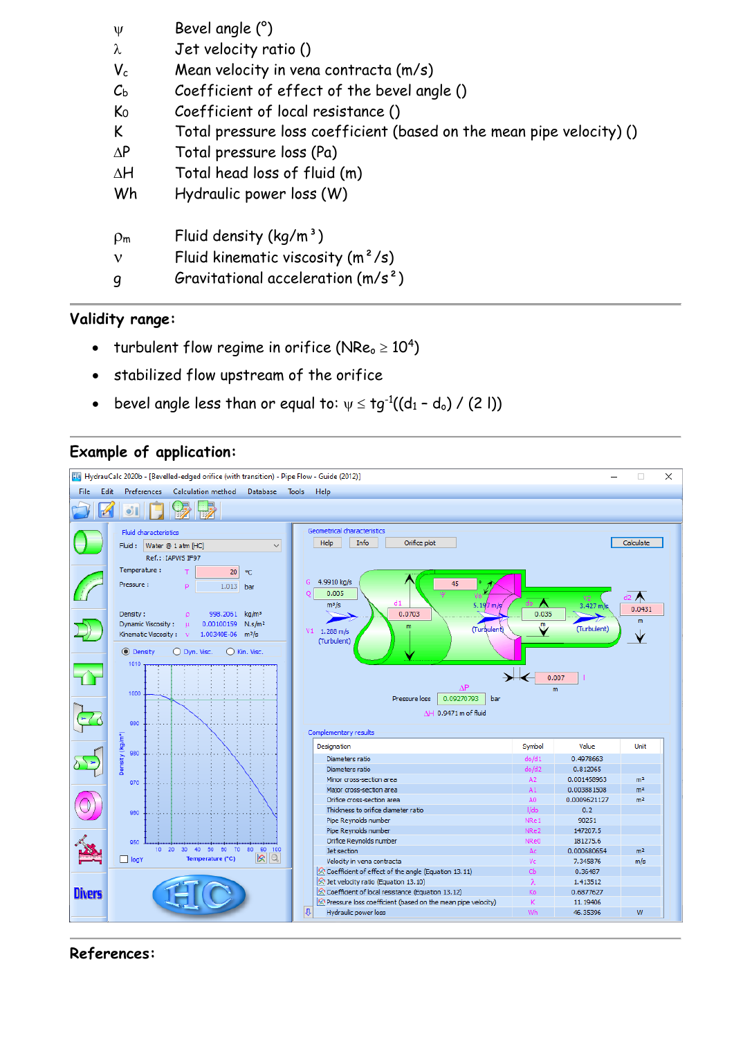| | |
|---|---|
| $\psi$ | Bevel angle (°) |
| $\lambda$ | Jet velocity ratio () |
| $V_c$ | Mean velocity in vena contracta (m/s) |
| $C_b$ | Coefficient of effect of the bevel angle () |
| $K_o$ | Coefficient of local resistance () |
| $K$ | Total pressure loss coefficient (based on the mean pipe velocity) () |
| $\Delta P$ | Total pressure loss (Pa) |
| $\Delta H$ | Total head loss of fluid (m) |
| $Wh$ | Hydraulic power loss (W) |
| | |
| $\rho_m$ | Fluid density (kg/m³) |
| $\nu$ | Fluid kinematic viscosity (m²/s) |
| $g$ | Gravitational acceleration (m/s²) |

## Validity range:

- turbulent flow regime in orifice ($NRe_o \geq 10^4$)
- stabilized flow upstream of the orifice
- bevel angle less than or equal to: $\psi \leq tg^{-1}((d_1 - d_o) / (2\ l))$

## Example of application:

## References: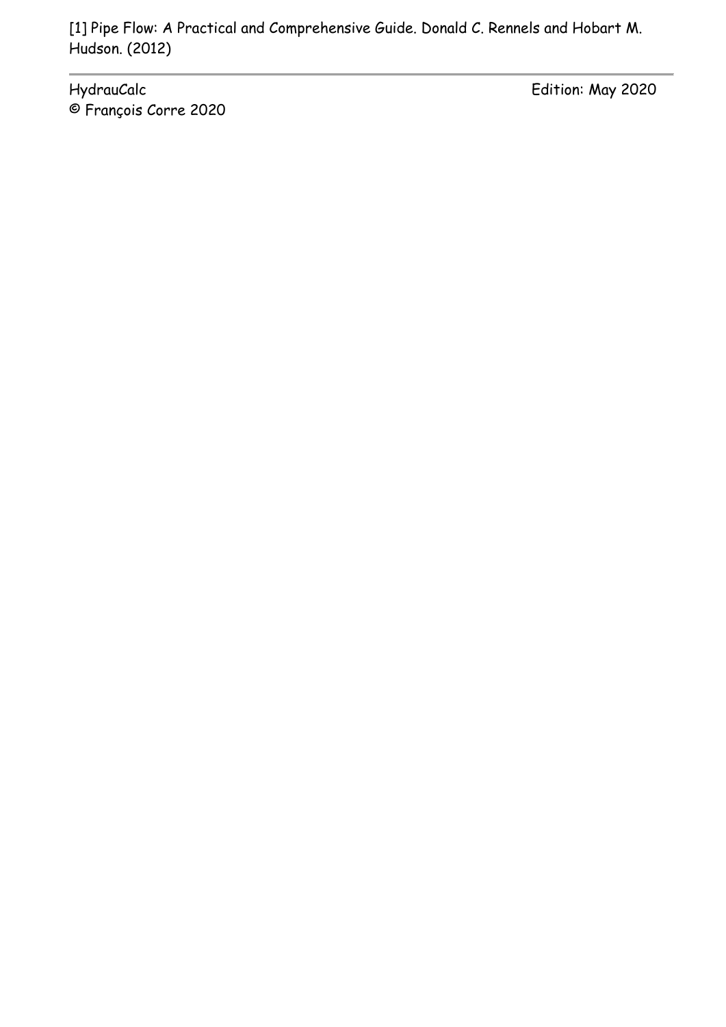[1] Pipe Flow: A Practical and Comprehensive Guide. Donald C. Rennels and Hobart M. Hudson. (2012)

---

HydrauCalc
© François Corre 2020

Edition: May 2020